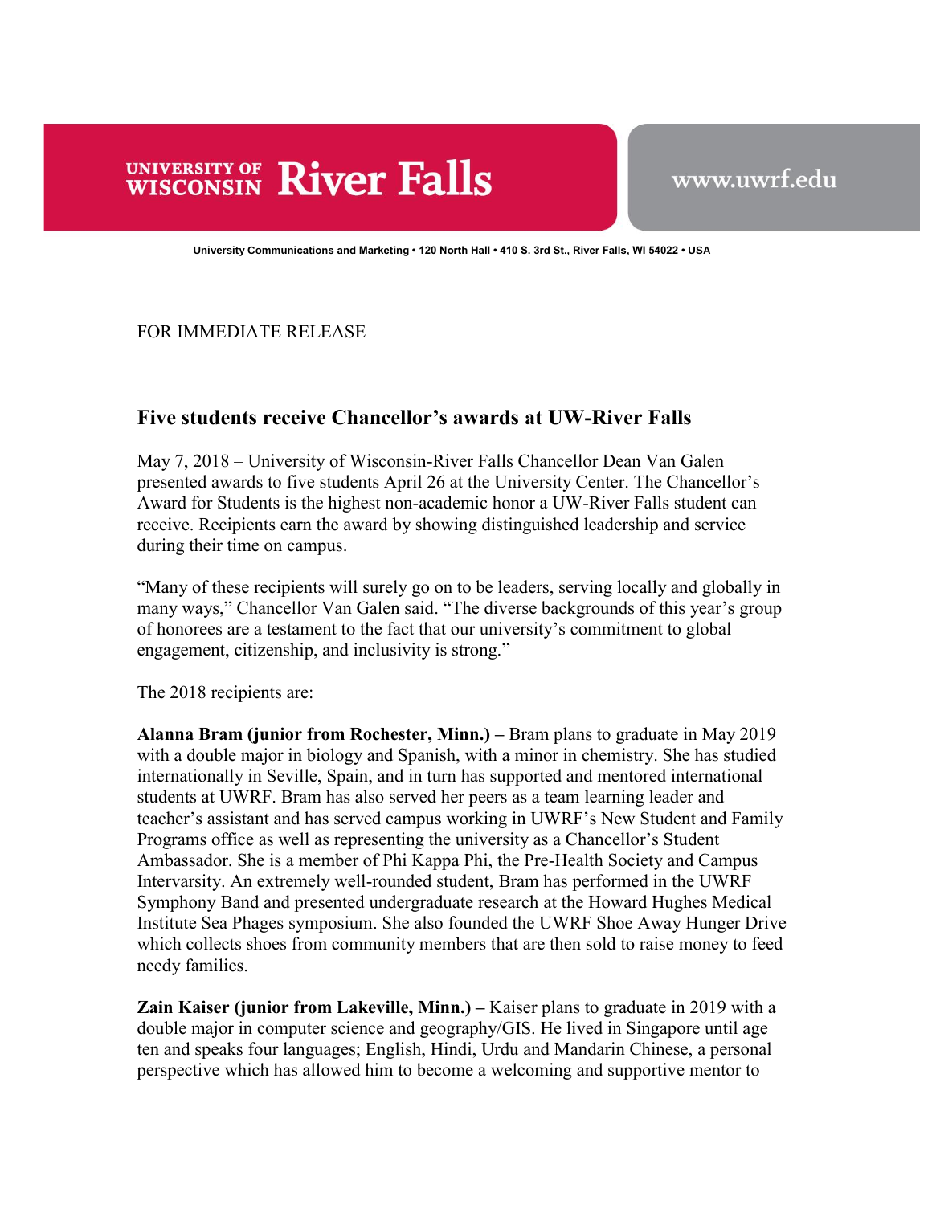UNIVERSITY OF WISCONSIN **River Falls** www.uwrf.edu

University Communications and Marketing • 120 North Hall • 410 S. 3rd St., River Falls, WI 54022 • USA

FOR IMMEDIATE RELEASE

## Five students receive Chancellor's awards at UW-River Falls

May 7, 2018 – University of Wisconsin-River Falls Chancellor Dean Van Galen presented awards to five students April 26 at the University Center. The Chancellor's Award for Students is the highest non-academic honor a UW-River Falls student can receive. Recipients earn the award by showing distinguished leadership and service during their time on campus.

"Many of these recipients will surely go on to be leaders, serving locally and globally in many ways," Chancellor Van Galen said. "The diverse backgrounds of this year's group of honorees are a testament to the fact that our university's commitment to global engagement, citizenship, and inclusivity is strong."

The 2018 recipients are:

**Alanna Bram (junior from Rochester, Minn.) –** Bram plans to graduate in May 2019 with a double major in biology and Spanish, with a minor in chemistry. She has studied internationally in Seville, Spain, and in turn has supported and mentored international students at UWRF. Bram has also served her peers as a team learning leader and teacher's assistant and has served campus working in UWRF's New Student and Family Programs office as well as representing the university as a Chancellor's Student Ambassador. She is a member of Phi Kappa Phi, the Pre-Health Society and Campus Intervarsity. An extremely well-rounded student, Bram has performed in the UWRF Symphony Band and presented undergraduate research at the Howard Hughes Medical Institute Sea Phages symposium. She also founded the UWRF Shoe Away Hunger Drive which collects shoes from community members that are then sold to raise money to feed needy families.

**Zain Kaiser (junior from Lakeville, Minn.) –** Kaiser plans to graduate in 2019 with a double major in computer science and geography/GIS. He lived in Singapore until age ten and speaks four languages; English, Hindi, Urdu and Mandarin Chinese, a personal perspective which has allowed him to become a welcoming and supportive mentor to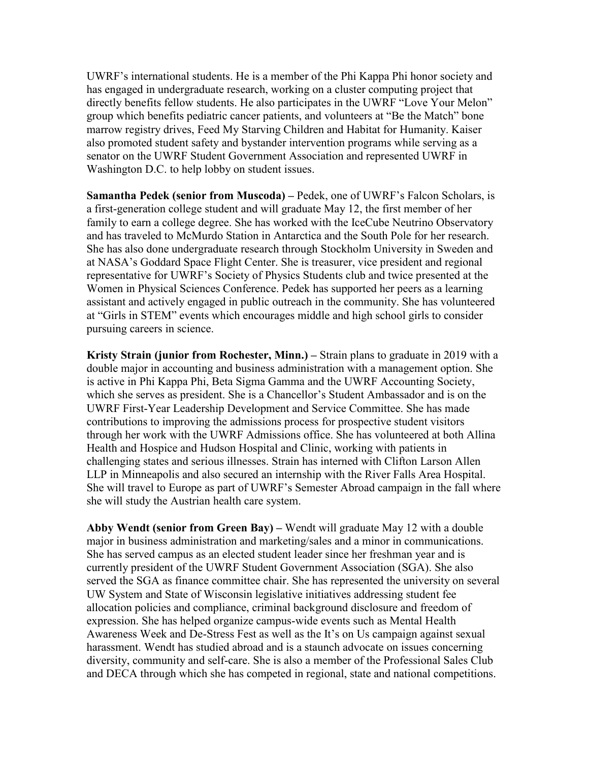UWRF's international students. He is a member of the Phi Kappa Phi honor society and has engaged in undergraduate research, working on a cluster computing project that directly benefits fellow students. He also participates in the UWRF "Love Your Melon" group which benefits pediatric cancer patients, and volunteers at "Be the Match" bone marrow registry drives, Feed My Starving Children and Habitat for Humanity. Kaiser also promoted student safety and bystander intervention programs while serving as a senator on the UWRF Student Government Association and represented UWRF in Washington D.C. to help lobby on student issues.

**Samantha Pedek (senior from Muscoda) –** Pedek, one of UWRF's Falcon Scholars, is a first-generation college student and will graduate May 12, the first member of her family to earn a college degree. She has worked with the IceCube Neutrino Observatory and has traveled to McMurdo Station in Antarctica and the South Pole for her research. She has also done undergraduate research through Stockholm University in Sweden and at NASA's Goddard Space Flight Center. She is treasurer, vice president and regional representative for UWRF's Society of Physics Students club and twice presented at the Women in Physical Sciences Conference. Pedek has supported her peers as a learning assistant and actively engaged in public outreach in the community. She has volunteered at "Girls in STEM" events which encourages middle and high school girls to consider pursuing careers in science.

**Kristy Strain (junior from Rochester, Minn.) –** Strain plans to graduate in 2019 with a double major in accounting and business administration with a management option. She is active in Phi Kappa Phi, Beta Sigma Gamma and the UWRF Accounting Society, which she serves as president. She is a Chancellor's Student Ambassador and is on the UWRF First-Year Leadership Development and Service Committee. She has made contributions to improving the admissions process for prospective student visitors through her work with the UWRF Admissions office. She has volunteered at both Allina Health and Hospice and Hudson Hospital and Clinic, working with patients in challenging states and serious illnesses. Strain has interned with Clifton Larson Allen LLP in Minneapolis and also secured an internship with the River Falls Area Hospital. She will travel to Europe as part of UWRF's Semester Abroad campaign in the fall where she will study the Austrian health care system.

**Abby Wendt (senior from Green Bay) –** Wendt will graduate May 12 with a double major in business administration and marketing/sales and a minor in communications. She has served campus as an elected student leader since her freshman year and is currently president of the UWRF Student Government Association (SGA). She also served the SGA as finance committee chair. She has represented the university on several UW System and State of Wisconsin legislative initiatives addressing student fee allocation policies and compliance, criminal background disclosure and freedom of expression. She has helped organize campus-wide events such as Mental Health Awareness Week and De-Stress Fest as well as the It's on Us campaign against sexual harassment. Wendt has studied abroad and is a staunch advocate on issues concerning diversity, community and self-care. She is also a member of the Professional Sales Club and DECA through which she has competed in regional, state and national competitions.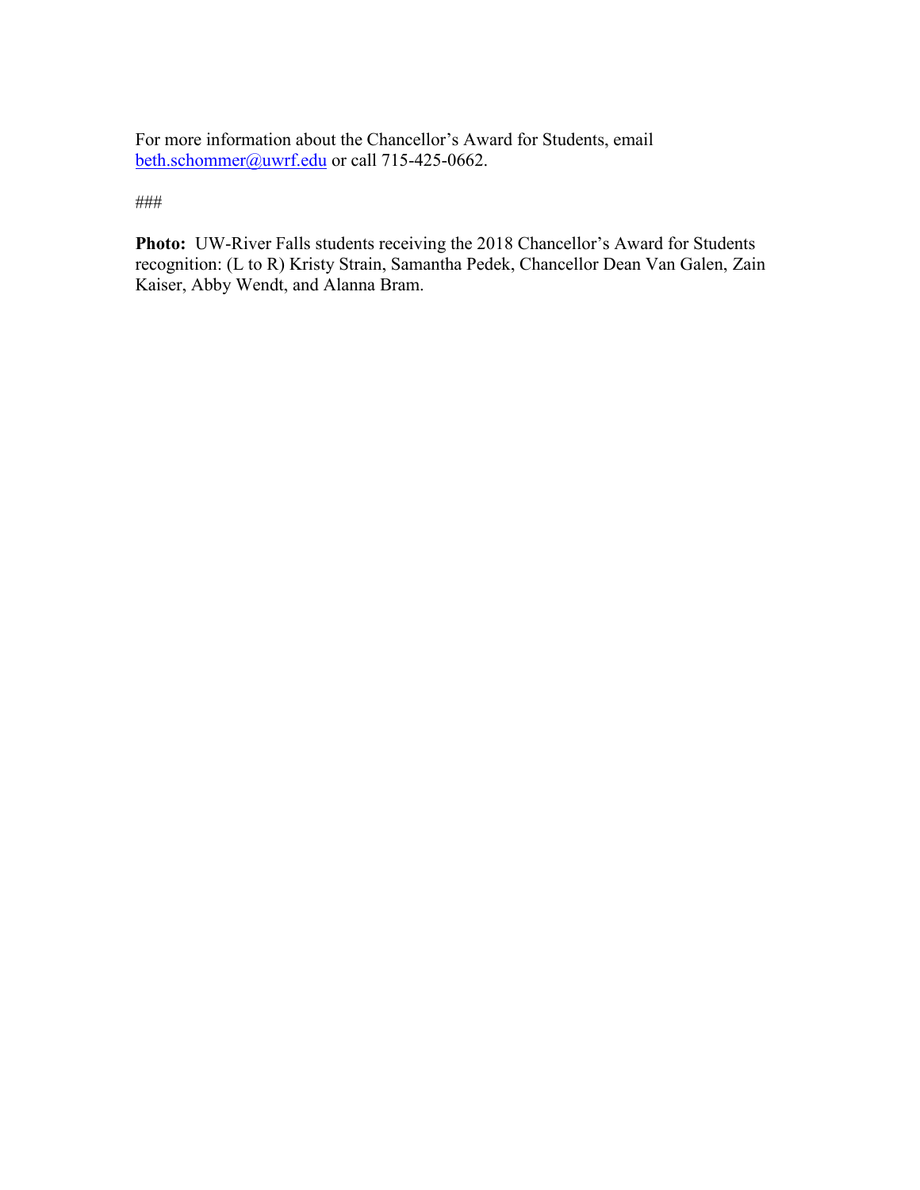For more information about the Chancellor's Award for Students, email beth.schommer@uwrf.edu or call 715-425-0662.

###

**Photo:** UW-River Falls students receiving the 2018 Chancellor's Award for Students recognition: (L to R) Kristy Strain, Samantha Pedek, Chancellor Dean Van Galen, Zain Kaiser, Abby Wendt, and Alanna Bram.